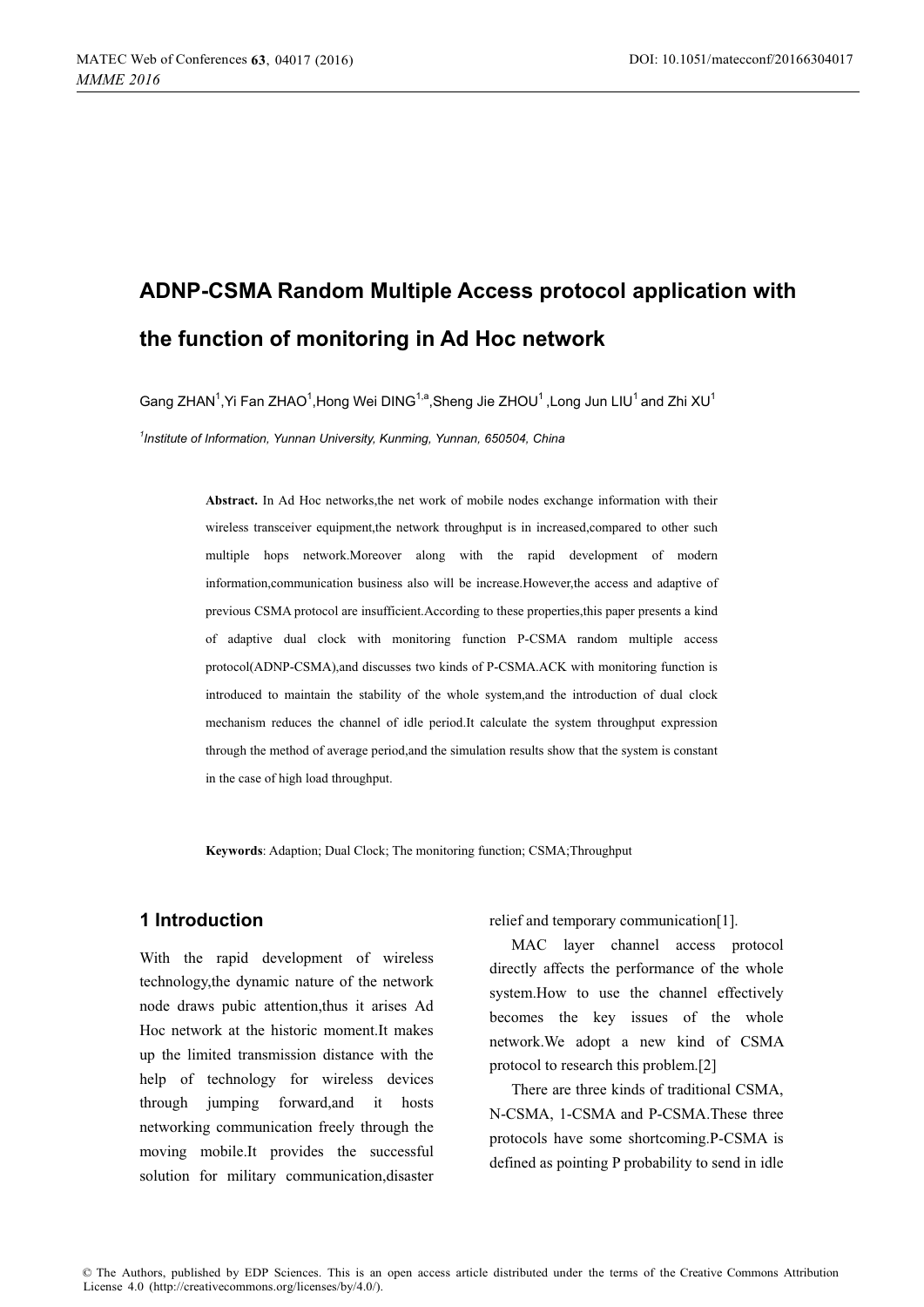# ADNP-CSMA Random Multiple Access protocol application with the function of monitoring in Ad Hoc network

Gang ZHAN[1],Yi Fan ZHAO[1],Hong Wei DING[1,a],Sheng Jie ZHOU[1] ,Long Jun LIU[1] and Zhi XU[1]

[1]*Institute of Information, Yunnan University, Kunming, Yunnan, 650504, China*

**Abstract.** In Ad Hoc networks,the net work of mobile nodes exchange information with their wireless transceiver equipment,the network throughput is in increased,compared to other such multiple hops network.Moreover along with the rapid development of modern information,communication business also will be increase.However,the access and adaptive of previous CSMA protocol are insufficient.According to these properties,this paper presents a kind of adaptive dual clock with monitoring function P-CSMA random multiple access protocol(ADNP-CSMA),and discusses two kinds of P-CSMA.ACK with monitoring function is introduced to maintain the stability of the whole system,and the introduction of dual clock mechanism reduces the channel of idle period.It calculate the system throughput expression through the method of average period,and the simulation results show that the system is constant in the case of high load throughput.

**Keywords**: Adaption; Dual Clock; The monitoring function; CSMA;Throughput

## 1 Introduction

With the rapid development of wireless technology,the dynamic nature of the network node draws pubic attention,thus it arises Ad Hoc network at the historic moment.It makes up the limited transmission distance with the help of technology for wireless devices through jumping forward,and it hosts networking communication freely through the moving mobile.It provides the successful solution for military communication,disaster relief and temporary communication[1].

MAC layer channel access protocol directly affects the performance of the whole system.How to use the channel effectively becomes the key issues of the whole network.We adopt a new kind of CSMA protocol to research this problem.[2]

There are three kinds of traditional CSMA, N-CSMA, 1-CSMA and P-CSMA.These three protocols have some shortcoming.P-CSMA is defined as pointing P probability to send in idle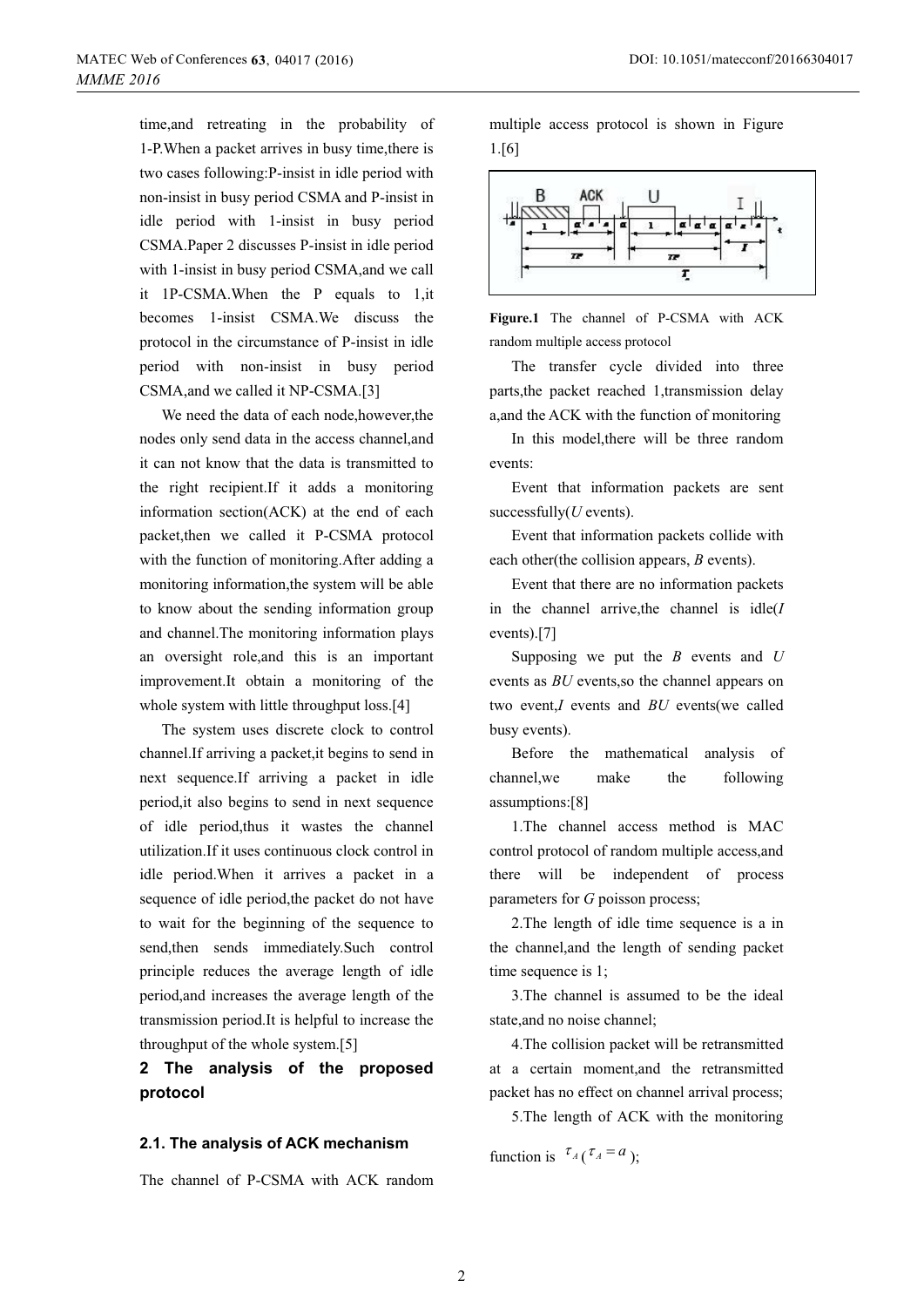time,and retreating in the probability of 1-P.When a packet arrives in busy time,there is two cases following:P-insist in idle period with non-insist in busy period CSMA and P-insist in idle period with 1-insist in busy period CSMA.Paper 2 discusses P-insist in idle period with 1-insist in busy period CSMA,and we call it 1P-CSMA.When the P equals to 1,it becomes 1-insist CSMA.We discuss the protocol in the circumstance of P-insist in idle period with non-insist in busy period CSMA,and we called it NP-CSMA.[3]

We need the data of each node,however,the nodes only send data in the access channel,and it can not know that the data is transmitted to the right recipient.If it adds a monitoring information section(ACK) at the end of each packet,then we called it P-CSMA protocol with the function of monitoring.After adding a monitoring information,the system will be able to know about the sending information group and channel.The monitoring information plays an oversight role,and this is an important improvement.It obtain a monitoring of the whole system with little throughput loss.[4]

The system uses discrete clock to control channel.If arriving a packet,it begins to send in next sequence.If arriving a packet in idle period,it also begins to send in next sequence of idle period,thus it wastes the channel utilization.If it uses continuous clock control in idle period.When it arrives a packet in a sequence of idle period,the packet do not have to wait for the beginning of the sequence to send,then sends immediately.Such control principle reduces the average length of idle period,and increases the average length of the transmission period.It is helpful to increase the throughput of the whole system.[5]

## 2 The analysis of the proposed protocol

### 2.1. The analysis of ACK mechanism

The channel of P-CSMA with ACK random multiple access protocol is shown in Figure 1.[6]

**Figure.1** The channel of P-CSMA with ACK random multiple access protocol

The transfer cycle divided into three parts,the packet reached 1,transmission delay a,and the ACK with the function of monitoring

In this model,there will be three random events:

Event that information packets are sent successfully($U$ events).

Event that information packets collide with each other(the collision appears, $B$ events).

Event that there are no information packets in the channel arrive,the channel is idle($I$ events).[7]

Supposing we put the $B$ events and $U$ events as $BU$ events,so the channel appears on two event,$I$ events and $BU$ events(we called busy events).

Before the mathematical analysis of channel,we make the following assumptions:[8]

1.The channel access method is MAC control protocol of random multiple access,and there will be independent of process parameters for $G$ poisson process;

2.The length of idle time sequence is a in the channel,and the length of sending packet time sequence is 1;

3.The channel is assumed to be the ideal state,and no noise channel;

4.The collision packet will be retransmitted at a certain moment,and the retransmitted packet has no effect on channel arrival process;

5.The length of ACK with the monitoring function is $\tau_A$ ($\tau_A = a$);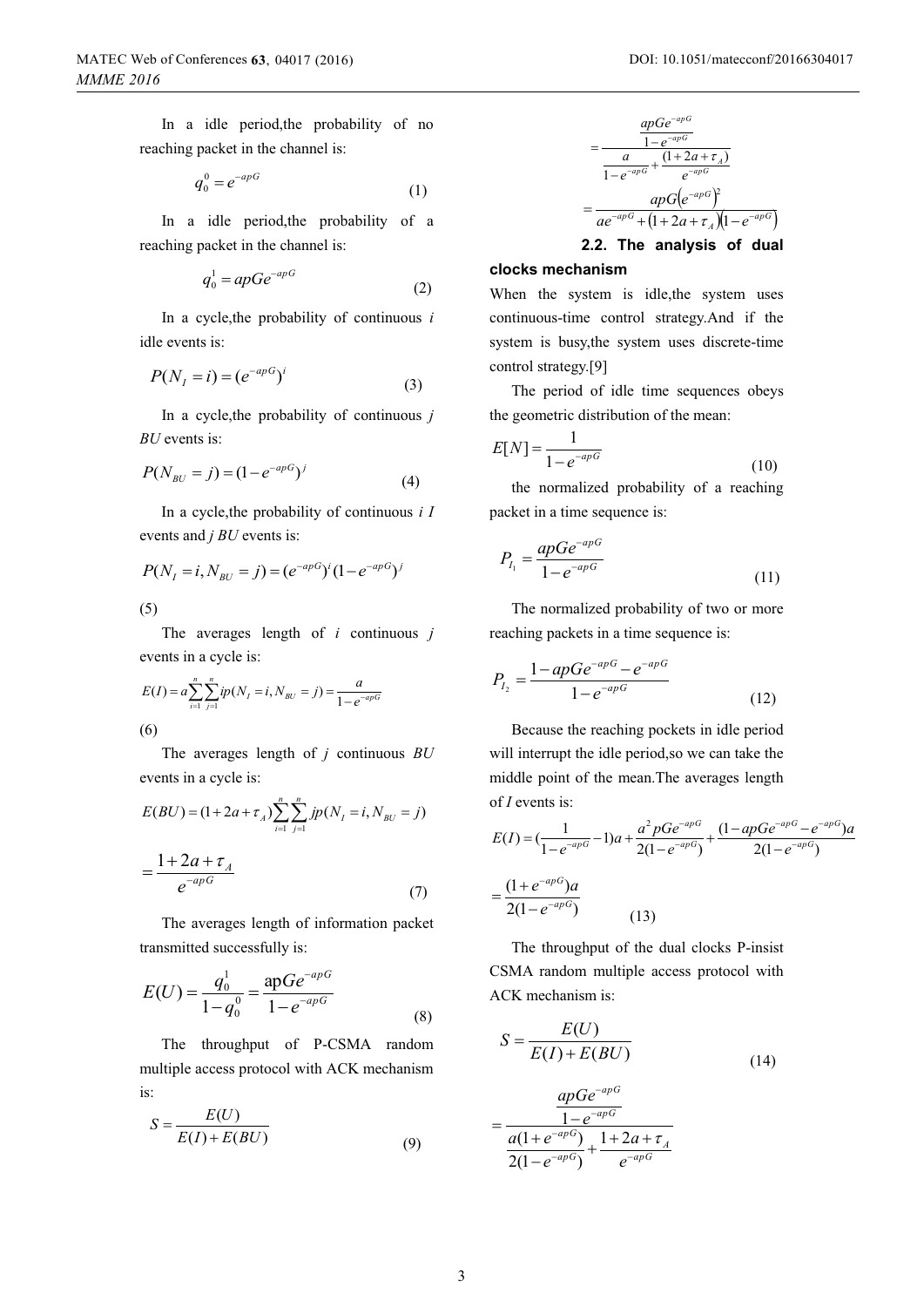In a idle period,the probability of no reaching packet in the channel is:

$$q_0^0 = e^{-apG} \tag{1}$$

In a idle period,the probability of a reaching packet in the channel is:

$$q_0^1 = apGe^{-apG} \tag{2}$$

In a cycle,the probability of continuous $i$ idle events is:

$$P(N_I = i) = (e^{-apG})^i \tag{3}$$

In a cycle,the probability of continuous $j$ $BU$ events is:

$$P(N_{BU} = j) = (1 - e^{-apG})^j \tag{4}$$

In a cycle,the probability of continuous $i$ $I$ events and $j$ $BU$ events is:

$$P(N_I = i, N_{BU} = j) = (e^{-apG})^i (1 - e^{-apG})^j \tag{5}$$

The averages length of $i$ continuous $j$ events in a cycle is:

$$E(I) = a\sum_{i=1}^{n}\sum_{j=1}^{n} ip(N_I = i, N_{BU} = j) = \frac{a}{1 - e^{-apG}} \tag{6}$$

The averages length of $j$ continuous $BU$ events in a cycle is:

$$E(BU) = (1 + 2a + \tau_A)\sum_{i=1}^{n}\sum_{j=1}^{n} jp(N_I = i, N_{BU} = j)$$

$$= \frac{1 + 2a + \tau_A}{e^{-apG}} \tag{7}$$

The averages length of information packet transmitted successfully is:

$$E(U) = \frac{q_0^1}{1 - q_0^0} = \frac{apGe^{-apG}}{1 - e^{-apG}} \tag{8}$$

The throughput of P-CSMA random multiple access protocol with ACK mechanism is:

$$S = \frac{E(U)}{E(I) + E(BU)} \tag{9}$$

$$= \frac{\dfrac{apGe^{-apG}}{1 - e^{-apG}}}{\dfrac{a}{1 - e^{-apG}} + \dfrac{(1 + 2a + \tau_A)}{e^{-apG}}}$$

$$= \frac{apG\left(e^{-apG}\right)^2}{ae^{-apG} + (1 + 2a + \tau_A)(1 - e^{-apG})}$$

### 2.2. The analysis of dual clocks mechanism

When the system is idle,the system uses continuous-time control strategy.And if the system is busy,the system uses discrete-time control strategy.[9]

The period of idle time sequences obeys the geometric distribution of the mean:

$$E[N] = \frac{1}{1 - e^{-apG}} \tag{10}$$

the normalized probability of a reaching packet in a time sequence is:

$$P_{I_1} = \frac{apGe^{-apG}}{1 - e^{-apG}} \tag{11}$$

The normalized probability of two or more reaching packets in a time sequence is:

$$P_{I_2} = \frac{1 - apGe^{-apG} - e^{-apG}}{1 - e^{-apG}} \tag{12}$$

Because the reaching pockets in idle period will interrupt the idle period,so we can take the middle point of the mean.The averages length of $I$ events is:

$$E(I) = \left(\frac{1}{1 - e^{-apG}} - 1\right)a + \frac{a^2 pGe^{-apG}}{2(1 - e^{-apG})} + \frac{(1 - apGe^{-apG} - e^{-apG})a}{2(1 - e^{-apG})}$$

$$= \frac{(1 + e^{-apG})a}{2(1 - e^{-apG})} \tag{13}$$

The throughput of the dual clocks P-insist CSMA random multiple access protocol with ACK mechanism is:

$$S = \frac{E(U)}{E(I) + E(BU)} \tag{14}$$

$$= \frac{\dfrac{apGe^{-apG}}{1 - e^{-apG}}}{\dfrac{a(1 + e^{-apG})}{2(1 - e^{-apG})} + \dfrac{1 + 2a + \tau_A}{e^{-apG}}}$$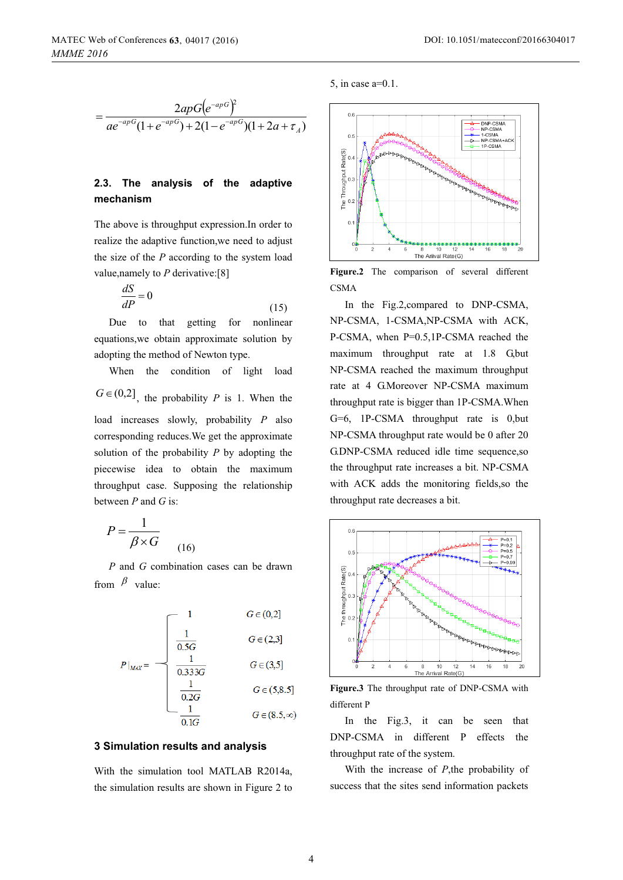$$=\frac{2apG\left(e^{-apG}\right)^2}{ae^{-apG}(1+e^{-apG})+2(1-e^{-apG})(1+2a+\tau_A)}$$

### 2.3. The analysis of the adaptive mechanism

The above is throughput expression.In order to realize the adaptive function,we need to adjust the size of the $P$ according to the system load value,namely to $P$ derivative:[8]

$$\frac{dS}{dP}=0 \qquad (15)$$

Due to that getting for nonlinear equations,we obtain approximate solution by adopting the method of Newton type.

When the condition of light load $G\in(0,2]$, the probability $P$ is 1. When the load increases slowly, probability $P$ also corresponding reduces.We get the approximate solution of the probability $P$ by adopting the piecewise idea to obtain the maximum throughput case. Supposing the relationship between $P$ and $G$ is:

$$P=\frac{1}{\beta\times G} \qquad (16)$$

$P$ and $G$ combination cases can be drawn from $\beta$ value:

$$P|_{MAX}=\begin{cases} 1 & G\in(0,2] \\ \frac{1}{0.5G} & G\in(2,3] \\ \frac{1}{0.333G} & G\in(3,5] \\ \frac{1}{0.2G} & G\in(5,8.5] \\ \frac{1}{0.1G} & G\in(8.5,\infty) \end{cases}$$

## 3 Simulation results and analysis

With the simulation tool MATLAB R2014a, the simulation results are shown in Figure 2 to 5, in case a=0.1.

Figure.2 The comparison of several different CSMA

In the Fig.2,compared to DNP-CSMA, NP-CSMA, 1-CSMA,NP-CSMA with ACK, P-CSMA, when P=0.5,1P-CSMA reached the maximum throughput rate at 1.8 G,but NP-CSMA reached the maximum throughput rate at 4 G.Moreover NP-CSMA maximum throughput rate is bigger than 1P-CSMA.When G=6, 1P-CSMA throughput rate is 0,but NP-CSMA throughput rate would be 0 after 20 G.DNP-CSMA reduced idle time sequence,so the throughput rate increases a bit. NP-CSMA with ACK adds the monitoring fields,so the throughput rate decreases a bit.

Figure.3 The throughput rate of DNP-CSMA with different P

In the Fig.3, it can be seen that DNP-CSMA in different P effects the throughput rate of the system.

With the increase of $P$,the probability of success that the sites send information packets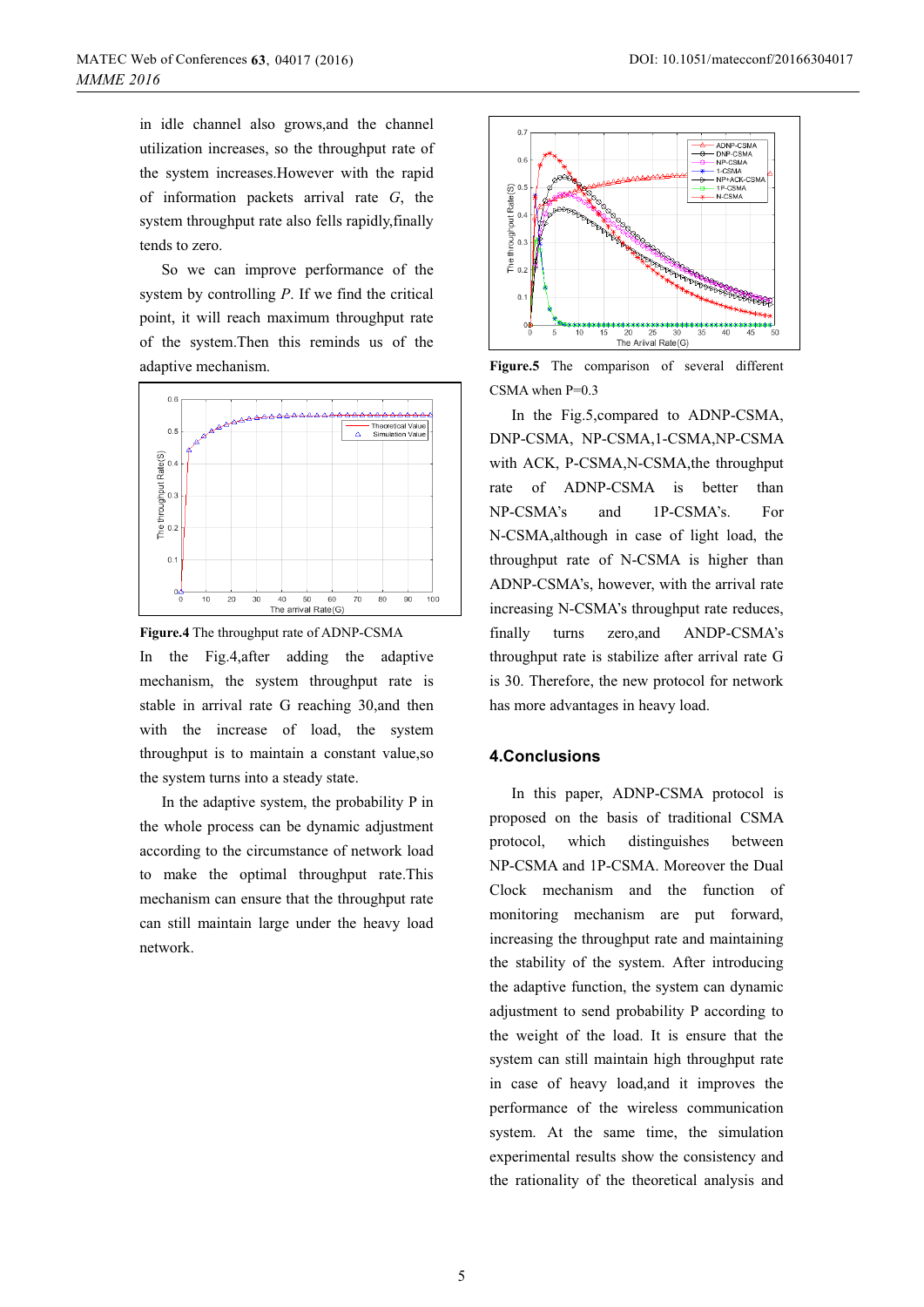in idle channel also grows,and the channel utilization increases, so the throughput rate of the system increases.However with the rapid of information packets arrival rate *G*, the system throughput rate also fells rapidly,finally tends to zero.

So we can improve performance of the system by controlling *P*. If we find the critical point, it will reach maximum throughput rate of the system.Then this reminds us of the adaptive mechanism.

**Figure.4** The throughput rate of ADNP-CSMA

In the Fig.4,after adding the adaptive mechanism, the system throughput rate is stable in arrival rate G reaching 30,and then with the increase of load, the system throughput is to maintain a constant value,so the system turns into a steady state.

In the adaptive system, the probability P in the whole process can be dynamic adjustment according to the circumstance of network load to make the optimal throughput rate.This mechanism can ensure that the throughput rate can still maintain large under the heavy load network.

**Figure.5** The comparison of several different CSMA when P=0.3

In the Fig.5,compared to ADNP-CSMA, DNP-CSMA, NP-CSMA,1-CSMA,NP-CSMA with ACK, P-CSMA,N-CSMA,the throughput rate of ADNP-CSMA is better than NP-CSMA's and 1P-CSMA's. For N-CSMA,although in case of light load, the throughput rate of N-CSMA is higher than ADNP-CSMA's, however, with the arrival rate increasing N-CSMA's throughput rate reduces, finally turns zero,and ANDP-CSMA's throughput rate is stabilize after arrival rate G is 30. Therefore, the new protocol for network has more advantages in heavy load.

## 4.Conclusions

In this paper, ADNP-CSMA protocol is proposed on the basis of traditional CSMA protocol, which distinguishes between NP-CSMA and 1P-CSMA. Moreover the Dual Clock mechanism and the function of monitoring mechanism are put forward, increasing the throughput rate and maintaining the stability of the system. After introducing the adaptive function, the system can dynamic adjustment to send probability P according to the weight of the load. It is ensure that the system can still maintain high throughput rate in case of heavy load,and it improves the performance of the wireless communication system. At the same time, the simulation experimental results show the consistency and the rationality of the theoretical analysis and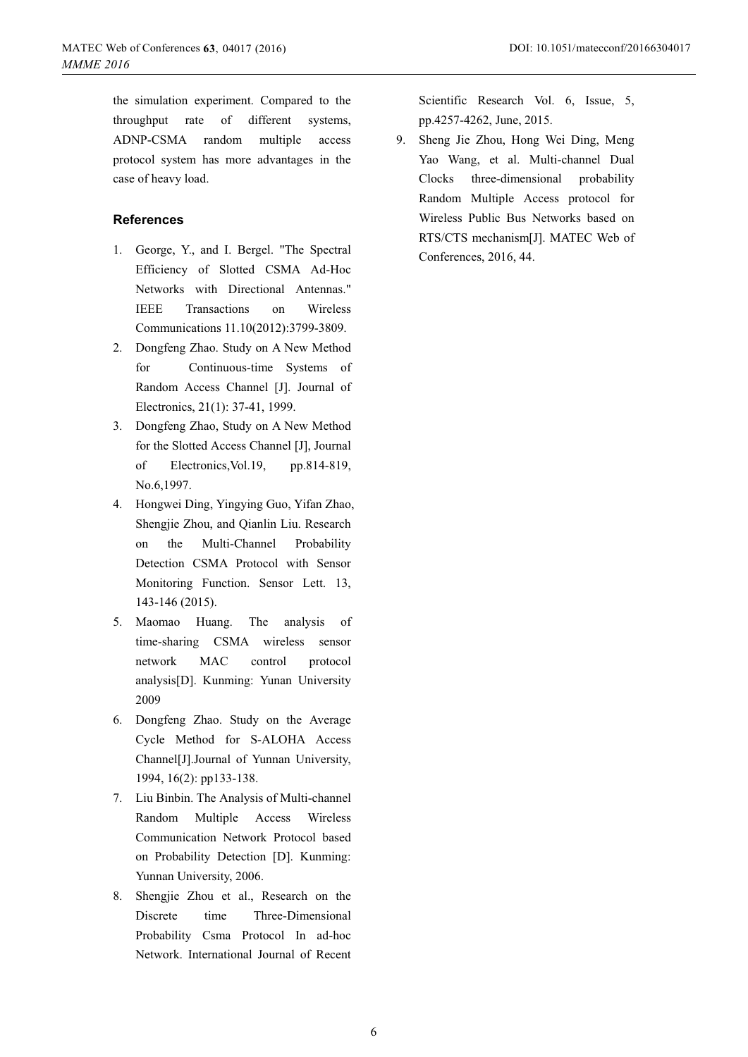the simulation experiment. Compared to the throughput rate of different systems, ADNP-CSMA random multiple access protocol system has more advantages in the case of heavy load.

## References

1. George, Y., and I. Bergel. "The Spectral Efficiency of Slotted CSMA Ad-Hoc Networks with Directional Antennas." IEEE Transactions on Wireless Communications 11.10(2012):3799-3809.
2. Dongfeng Zhao. Study on A New Method for Continuous-time Systems of Random Access Channel [J]. Journal of Electronics, 21(1): 37-41, 1999.
3. Dongfeng Zhao, Study on A New Method for the Slotted Access Channel [J], Journal of Electronics,Vol.19, pp.814-819, No.6,1997.
4. Hongwei Ding, Yingying Guo, Yifan Zhao, Shengjie Zhou, and Qianlin Liu. Research on the Multi-Channel Probability Detection CSMA Protocol with Sensor Monitoring Function. Sensor Lett. 13, 143-146 (2015).
5. Maomao Huang. The analysis of time-sharing CSMA wireless sensor network MAC control protocol analysis[D]. Kunming: Yunan University 2009
6. Dongfeng Zhao. Study on the Average Cycle Method for S-ALOHA Access Channel[J].Journal of Yunnan University, 1994, 16(2): pp133-138.
7. Liu Binbin. The Analysis of Multi-channel Random Multiple Access Wireless Communication Network Protocol based on Probability Detection [D]. Kunming: Yunnan University, 2006.
8. Shengjie Zhou et al., Research on the Discrete time Three-Dimensional Probability Csma Protocol In ad-hoc Network. International Journal of Recent Scientific Research Vol. 6, Issue, 5, pp.4257-4262, June, 2015.
9. Sheng Jie Zhou, Hong Wei Ding, Meng Yao Wang, et al. Multi-channel Dual Clocks three-dimensional probability Random Multiple Access protocol for Wireless Public Bus Networks based on RTS/CTS mechanism[J]. MATEC Web of Conferences, 2016, 44.